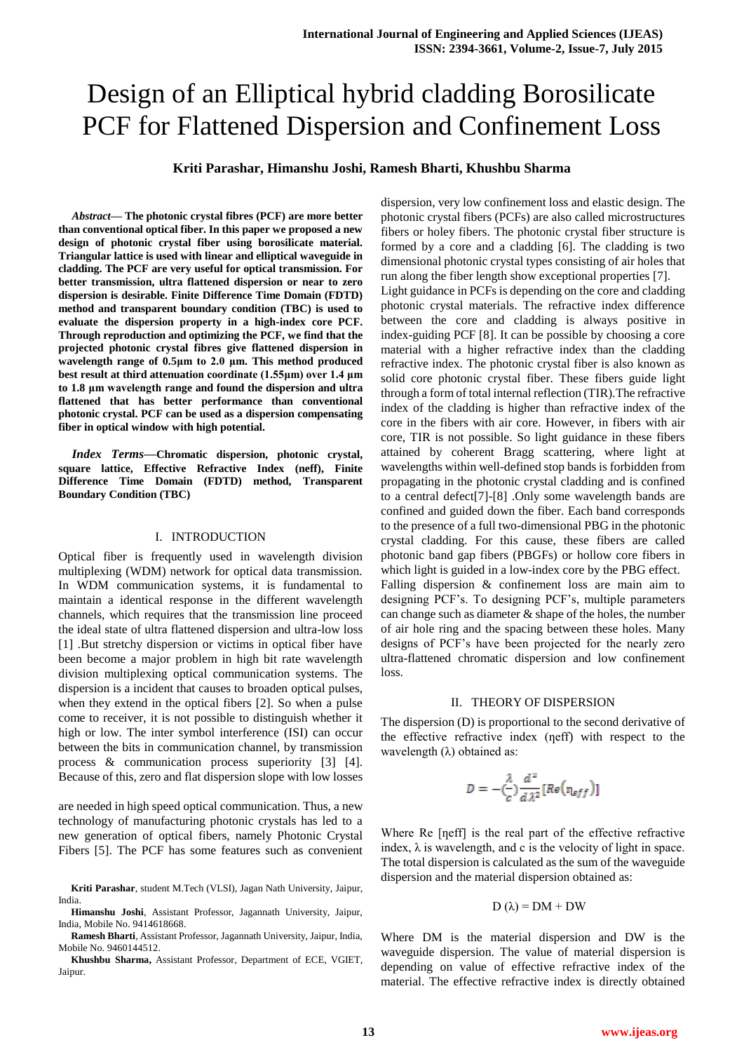# Design of an Elliptical hybrid cladding Borosilicate PCF for Flattened Dispersion and Confinement Loss

**Kriti Parashar, Himanshu Joshi, Ramesh Bharti, Khushbu Sharma**

***Abstract*— The photonic crystal fibres (PCF) are more better than conventional optical fiber. In this paper we proposed a new design of photonic crystal fiber using borosilicate material. Triangular lattice is used with linear and elliptical waveguide in cladding. The PCF are very useful for optical transmission. For better transmission, ultra flattened dispersion or near to zero dispersion is desirable. Finite Difference Time Domain (FDTD) method and transparent boundary condition (TBC) is used to evaluate the dispersion property in a high-index core PCF. Through reproduction and optimizing the PCF, we find that the projected photonic crystal fibres give flattened dispersion in wavelength range of 0.5µm to 2.0 µm. This method produced best result at third attenuation coordinate (1.55µm) over 1.4 µm to 1.8 µm wavelength range and found the dispersion and ultra flattened that has better performance than conventional photonic crystal. PCF can be used as a dispersion compensating fiber in optical window with high potential.**

***Index Terms*—Chromatic dispersion, photonic crystal, square lattice, Effective Refractive Index (neff), Finite Difference Time Domain (FDTD) method, Transparent Boundary Condition (TBC)**

## I. INTRODUCTION

Optical fiber is frequently used in wavelength division multiplexing (WDM) network for optical data transmission. In WDM communication systems, it is fundamental to maintain a identical response in the different wavelength channels, which requires that the transmission line proceed the ideal state of ultra flattened dispersion and ultra-low loss [1] .But stretchy dispersion or victims in optical fiber have been become a major problem in high bit rate wavelength division multiplexing optical communication systems. The dispersion is a incident that causes to broaden optical pulses, when they extend in the optical fibers [2]. So when a pulse come to receiver, it is not possible to distinguish whether it high or low. The inter symbol interference (ISI) can occur between the bits in communication channel, by transmission process & communication process superiority [3] [4]. Because of this, zero and flat dispersion slope with low losses are needed in high speed optical communication. Thus, a new technology of manufacturing photonic crystals has led to a new generation of optical fibers, namely Photonic Crystal Fibers [5]. The PCF has some features such as convenient dispersion, very low confinement loss and elastic design. The photonic crystal fibers (PCFs) are also called microstructures fibers or holey fibers. The photonic crystal fiber structure is formed by a core and a cladding [6]. The cladding is two dimensional photonic crystal types consisting of air holes that run along the fiber length show exceptional properties [7].

Light guidance in PCFs is depending on the core and cladding photonic crystal materials. The refractive index difference between the core and cladding is always positive in index-guiding PCF [8]. It can be possible by choosing a core material with a higher refractive index than the cladding refractive index. The photonic crystal fiber is also known as solid core photonic crystal fiber. These fibers guide light through a form of total internal reflection (TIR).The refractive index of the cladding is higher than refractive index of the core in the fibers with air core. However, in fibers with air core, TIR is not possible. So light guidance in these fibers attained by coherent Bragg scattering, where light at wavelengths within well-defined stop bands is forbidden from propagating in the photonic crystal cladding and is confined to a central defect[7]-[8] .Only some wavelength bands are confined and guided down the fiber. Each band corresponds to the presence of a full two-dimensional PBG in the photonic crystal cladding. For this cause, these fibers are called photonic band gap fibers (PBGFs) or hollow core fibers in which light is guided in a low-index core by the PBG effect.

Falling dispersion & confinement loss are main aim to designing PCF's. To designing PCF's, multiple parameters can change such as diameter & shape of the holes, the number of air hole ring and the spacing between these holes. Many designs of PCF's have been projected for the nearly zero ultra-flattened chromatic dispersion and low confinement loss.

## II. THEORY OF DISPERSION

The dispersion (D) is proportional to the second derivative of the effective refractive index (ηeff) with respect to the wavelength (λ) obtained as:

$$D = -\left(\frac{\lambda}{c}\right)\frac{d^2}{d\lambda^2}\left[Re\left(\eta_{eff}\right)\right]$$

Where Re [ηeff] is the real part of the effective refractive index, λ is wavelength, and c is the velocity of light in space. The total dispersion is calculated as the sum of the waveguide dispersion and the material dispersion obtained as:

$$D(\lambda) = DM + DW$$

Where DM is the material dispersion and DW is the waveguide dispersion. The value of material dispersion is depending on value of effective refractive index of the material. The effective refractive index is directly obtained

**Kriti Parashar**, student M.Tech (VLSI), Jagan Nath University, Jaipur, India.

**Himanshu Joshi**, Assistant Professor, Jagannath University, Jaipur, India, Mobile No. 9414618668.

**Ramesh Bharti**, Assistant Professor, Jagannath University, Jaipur, India, Mobile No. 9460144512.

**Khushbu Sharma,** Assistant Professor, Department of ECE, VGIET, Jaipur.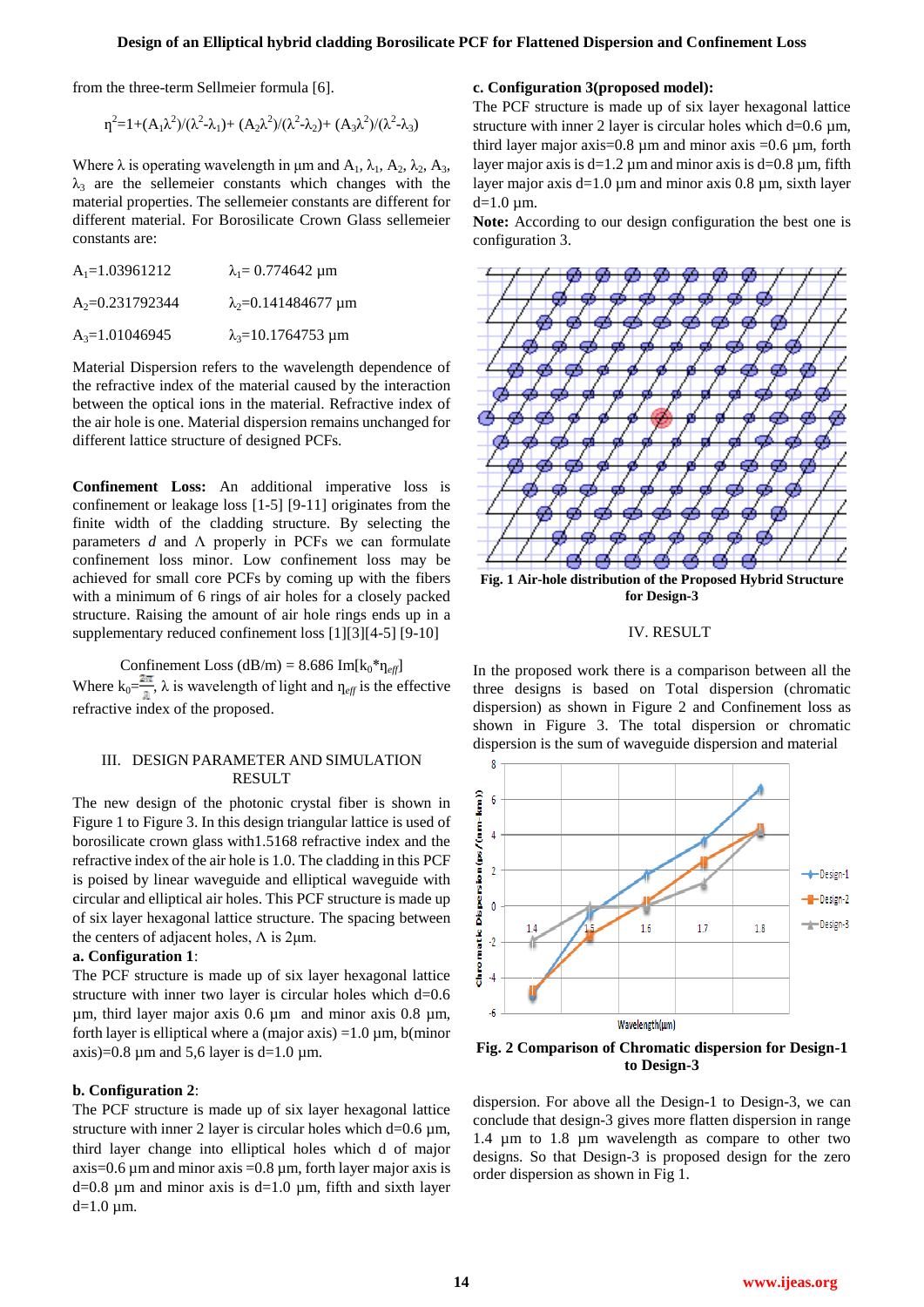from the three-term Sellmeier formula [6].

$$\eta^2=1+(A_1\lambda^2)/(\lambda^2-\lambda_1)+(A_2\lambda^2)/(\lambda^2-\lambda_2)+(A_3\lambda^2)/(\lambda^2-\lambda_3)$$

Where λ is operating wavelength in µm and $A_1$, $\lambda_1$, $A_2$, $\lambda_2$, $A_3$, $\lambda_3$ are the sellemeier constants which changes with the material properties. The sellemeier constants are different for different material. For Borosilicate Crown Glass sellemeier constants are:

$A_1$=1.03961212 $\lambda_1$= 0.774642 µm

$A_2$=0.231792344 $\lambda_2$=0.141484677 µm

$A_3$=1.01046945 $\lambda_3$=10.1764753 µm

Material Dispersion refers to the wavelength dependence of the refractive index of the material caused by the interaction between the optical ions in the material. Refractive index of the air hole is one. Material dispersion remains unchanged for different lattice structure of designed PCFs.

**Confinement Loss:** An additional imperative loss is confinement or leakage loss [1-5] [9-11] originates from the finite width of the cladding structure. By selecting the parameters *d* and Λ properly in PCFs we can formulate confinement loss minor. Low confinement loss may be achieved for small core PCFs by coming up with the fibers with a minimum of 6 rings of air holes for a closely packed structure. Raising the amount of air hole rings ends up in a supplementary reduced confinement loss [1][3][4-5] [9-10]

$$\text{Confinement Loss (dB/m)} = 8.686\ \text{Im}[k_0 * \eta_{eff}]$$

Where $k_0=\frac{2\pi}{\lambda}$, λ is wavelength of light and $\eta_{eff}$ is the effective refractive index of the proposed.

## III. DESIGN PARAMETER AND SIMULATION RESULT

The new design of the photonic crystal fiber is shown in Figure 1 to Figure 3. In this design triangular lattice is used of borosilicate crown glass with1.5168 refractive index and the refractive index of the air hole is 1.0. The cladding in this PCF is poised by linear waveguide and elliptical waveguide with circular and elliptical air holes. This PCF structure is made up of six layer hexagonal lattice structure. The spacing between the centers of adjacent holes, Λ is 2µm.

**a. Configuration 1**:

The PCF structure is made up of six layer hexagonal lattice structure with inner two layer is circular holes which d=0.6 µm, third layer major axis 0.6 µm and minor axis 0.8 µm, forth layer is elliptical where a (major axis) =1.0 µm, b(minor axis)=0.8 µm and 5,6 layer is d=1.0 µm.

**b. Configuration 2**:

The PCF structure is made up of six layer hexagonal lattice structure with inner 2 layer is circular holes which d=0.6 µm, third layer change into elliptical holes which d of major axis=0.6 µm and minor axis =0.8 µm, forth layer major axis is d=0.8 µm and minor axis is d=1.0 µm, fifth and sixth layer d=1.0 µm.

**c. Configuration 3(proposed model):**

The PCF structure is made up of six layer hexagonal lattice structure with inner 2 layer is circular holes which d=0.6 µm, third layer major axis=0.8 µm and minor axis =0.6 µm, forth layer major axis is d=1.2 µm and minor axis is d=0.8 µm, fifth layer major axis d=1.0 µm and minor axis 0.8 µm, sixth layer d=1.0 µm.

**Note:** According to our design configuration the best one is configuration 3.

**Fig. 1 Air-hole distribution of the Proposed Hybrid Structure for Design-3**

## IV. RESULT

In the proposed work there is a comparison between all the three designs is based on Total dispersion (chromatic dispersion) as shown in Figure 2 and Confinement loss as shown in Figure 3. The total dispersion or chromatic dispersion is the sum of waveguide dispersion and material dispersion. For above all the Design-1 to Design-3, we can conclude that design-3 gives more flatten dispersion in range 1.4 µm to 1.8 µm wavelength as compare to other two designs. So that Design-3 is proposed design for the zero order dispersion as shown in Fig 1.

**Fig. 2 Comparison of Chromatic dispersion for Design-1 to Design-3**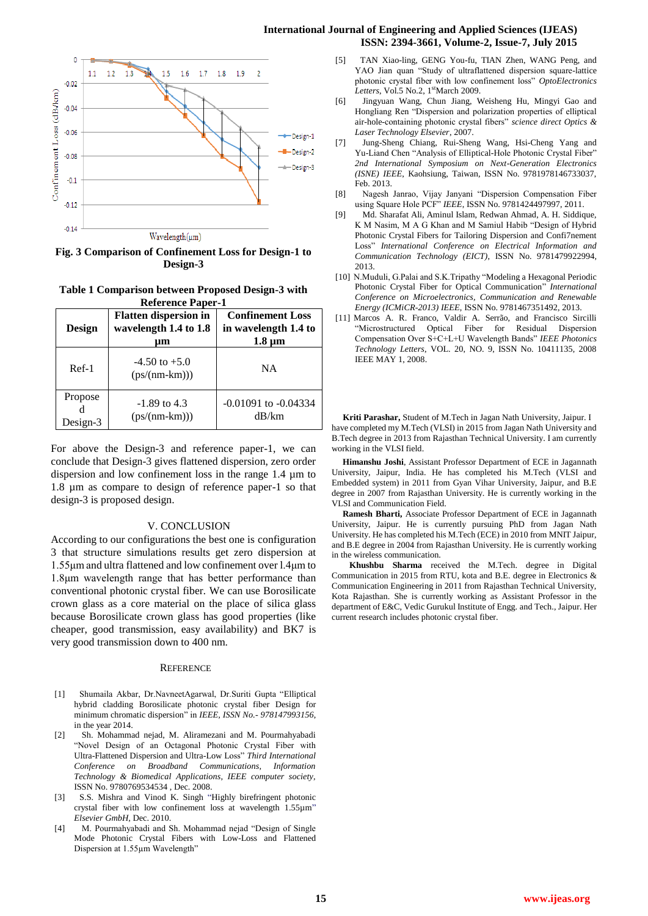0
-0.02
-0.04
-0.06
-0.08
-0.1
-0.12
-0.14

1.1 1.2 1.3 1.4 1.5 1.6 1.7 1.8 1.9 2

Confinement Loss (dB/km)

Wavelength(μm)

Design-1
Design-2
Design-3

**Fig. 3 Comparison of Confinement Loss for Design-1 to Design-3**

**Table 1 Comparison between Proposed Design-3 with Reference Paper-1**

| Design | Flatten dispersion in wavelength 1.4 to 1.8 μm | Confinement Loss in wavelength 1.4 to 1.8 μm |
|---|---|---|
| Ref-1 | -4.50 to +5.0 (ps/(nm-km))) | NA |
| Proposed Design-3 | -1.89 to 4.3 (ps/(nm-km))) | -0.01091 to -0.04334 dB/km |

For above the Design-3 and reference paper-1, we can conclude that Design-3 gives flattened dispersion, zero order dispersion and low confinement loss in the range 1.4 µm to 1.8 µm as compare to design of reference paper-1 so that design-3 is proposed design.

## V. CONCLUSION

According to our configurations the best one is configuration 3 that structure simulations results get zero dispersion at 1.55µm and ultra flattened and low confinement over 1.4µm to 1.8µm wavelength range that has better performance than conventional photonic crystal fiber. We can use Borosilicate crown glass as a core material on the place of silica glass because Borosilicate crown glass has good properties (like cheaper, good transmission, easy availability) and BK7 is very good transmission down to 400 nm.

## REFERENCE

[1] Shumaila Akbar, Dr.NavneetAgarwal, Dr.Suriti Gupta "Elliptical hybrid cladding Borosilicate photonic crystal fiber Design for minimum chromatic dispersion" in *IEEE, ISSN No.- 978147993156*, in the year 2014.

[2] Sh. Mohammad nejad, M. Aliramezani and M. Pourmahyabadi "Novel Design of an Octagonal Photonic Crystal Fiber with Ultra-Flattened Dispersion and Ultra-Low Loss" *Third International Conference on Broadband Communications, Information Technology & Biomedical Applications, IEEE computer society*, ISSN No. 9780769534534 , Dec. 2008.

[3] S.S. Mishra and Vinod K. Singh "Highly birefringent photonic crystal fiber with low confinement loss at wavelength 1.55µm" *Elsevier GmbH*, Dec. 2010.

[4] M. Pourmahyabadi and Sh. Mohammad nejad "Design of Single Mode Photonic Crystal Fibers with Low-Loss and Flattened Dispersion at 1.55µm Wavelength"

[5] TAN Xiao-ling, GENG You-fu, TIAN Zhen, WANG Peng, and YAO Jian quan "Study of ultraflattened dispersion square-lattice photonic crystal fiber with low confinement loss" *OptoElectronics Letters*, Vol.5 No.2, 1st March 2009.

[6] Jingyuan Wang, Chun Jiang, Weisheng Hu, Mingyi Gao and Hongliang Ren "Dispersion and polarization properties of elliptical air-hole-containing photonic crystal fibers" *science direct Optics & Laser Technology Elsevier*, 2007.

[7] Jung-Sheng Chiang, Rui-Sheng Wang, Hsi-Cheng Yang and Yu-Liand Chen "Analysis of Elliptical-Hole Photonic Crystal Fiber" *2nd International Symposium on Next-Generation Electronics (ISNE) IEEE*, Kaohsiung, Taiwan, ISSN No. 9781978146733037, Feb. 2013.

[8] Nagesh Janrao, Vijay Janyani "Dispersion Compensation Fiber using Square Hole PCF" *IEEE*, ISSN No. 9781424497997, 2011.

[9] Md. Sharafat Ali, Aminul Islam, Redwan Ahmad, A. H. Siddique, K M Nasim, M A G Khan and M Samiul Habib "Design of Hybrid Photonic Crystal Fibers for Tailoring Dispersion and Confi7nement Loss" *International Conference on Electrical Information and Communication Technology (EICT)*, ISSN No. 9781479922994, 2013.

[10] N.Muduli, G.Palai and S.K.Tripathy "Modeling a Hexagonal Periodic Photonic Crystal Fiber for Optical Communication" *International Conference on Microelectronics, Communication and Renewable Energy (ICMiCR-2013) IEEE*, ISSN No. 9781467351492, 2013.

[11] Marcos A. R. Franco, Valdir A. Serrão, and Francisco Sircilli "Microstructured Optical Fiber for Residual Dispersion Compensation Over S+C+L+U Wavelength Bands" *IEEE Photonics Technology Letters*, VOL. 20, NO. 9, ISSN No. 10411135, 2008 IEEE MAY 1, 2008.

**Kriti Parashar,** Student of M.Tech in Jagan Nath University, Jaipur. I have completed my M.Tech (VLSI) in 2015 from Jagan Nath University and B.Tech degree in 2013 from Rajasthan Technical University. I am currently working in the VLSI field.

**Himanshu Joshi**, Assistant Professor Department of ECE in Jagannath University, Jaipur, India. He has completed his M.Tech (VLSI and Embedded system) in 2011 from Gyan Vihar University, Jaipur, and B.E degree in 2007 from Rajasthan University. He is currently working in the VLSI and Communication Field.

**Ramesh Bharti,** Associate Professor Department of ECE in Jagannath University, Jaipur. He is currently pursuing PhD from Jagan Nath University. He has completed his M.Tech (ECE) in 2010 from MNIT Jaipur, and B.E degree in 2004 from Rajasthan University. He is currently working in the wireless communication.

**Khushbu Sharma** received the M.Tech. degree in Digital Communication in 2015 from RTU, kota and B.E. degree in Electronics & Communication Engineering in 2011 from Rajasthan Technical University, Kota Rajasthan. She is currently working as Assistant Professor in the department of E&C, Vedic Gurukul Institute of Engg. and Tech., Jaipur. Her current research includes photonic crystal fiber.